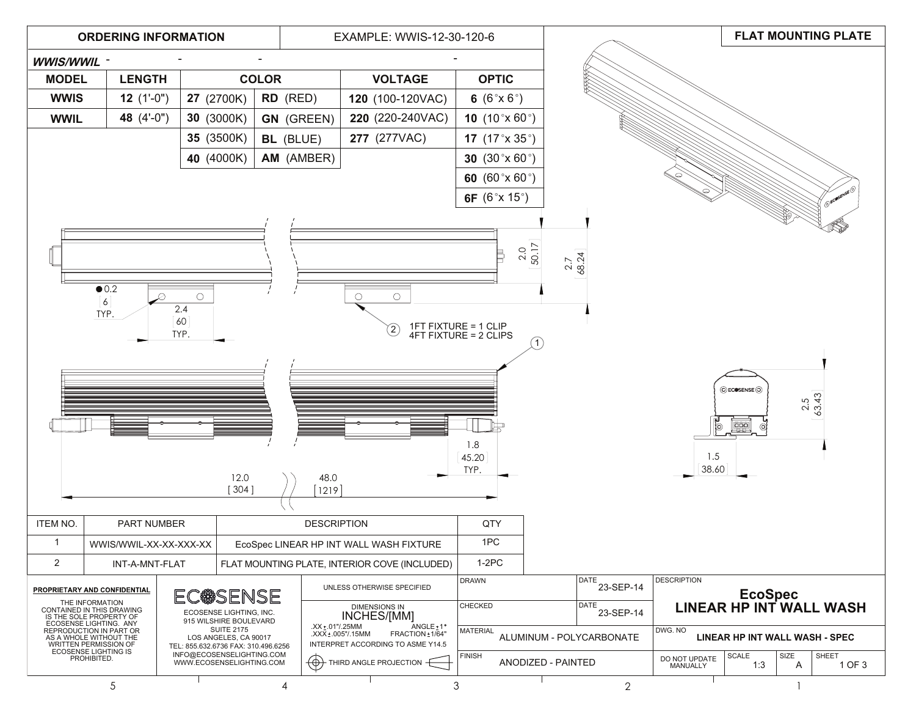## ORDERING INFORMATION

EXAMPLE: WWIS-12-30-120-6

*WWIS/WWIL* - - - -

| MODEL | LENGTH | COLOR | | VOLTAGE | OPTIC |
|---|---|---|---|---|---|
| **WWIS** | **12** (1'-0") | **27** (2700K) | **RD** (RED) | **120** (100-120VAC) | **6** (6°x 6°) |
| **WWIL** | **48** (4'-0") | **30** (3000K) | **GN** (GREEN) | **220** (220-240VAC) | **10** (10°x 60°) |
| | | **35** (3500K) | **BL** (BLUE) | **277** (277VAC) | **17** (17°x 35°) |
| | | **40** (4000K) | **AM** (AMBER) | | **30** (30°x 60°) |
| | | | | | **60** (60°x 60°) |
| | | | | | **6F** (6°x 15°) |

**FLAT MOUNTING PLATE**

0.2 [6] TYP.

2.4 [60] TYP.

2.0 [50.17]

2.7 [68.24]

1FT FIXTURE = 1 CLIP
4FT FIXTURE = 2 CLIPS

1.8 [45.20] TYP.

12.0 [304]

48.0 [1219]

2.5 [63.43]

1.5 [38.60]

| ITEM NO. | PART NUMBER | DESCRIPTION | QTY |
|---|---|---|---|
| 1 | WWIS/WWIL-XX-XX-XXX-XX | EcoSpec LINEAR HP INT WALL WASH FIXTURE | 1PC |
| 2 | INT-A-MNT-FLAT | FLAT MOUNTING PLATE, INTERIOR COVE (INCLUDED) | 1-2PC |

**PROPRIETARY AND CONFIDENTIAL**

THE INFORMATION CONTAINED IN THIS DRAWING IS THE SOLE PROPERTY OF ECOSENSE LIGHTING. ANY REPRODUCTION IN PART OR AS A WHOLE WITHOUT THE WRITTEN PERMISSION OF ECOSENSE LIGHTING IS PROHIBITED.

ECOSENSE

ECOSENSE LIGHTING, INC.
915 WILSHIRE BOULEVARD
SUITE 2175
LOS ANGELES, CA 90017
TEL: 855.632.6736 FAX: 310.496.6256
INFO@ECOSENSELIGHTING.COM
WWW.ECOSENSELIGHTING.COM

UNLESS OTHERWISE SPECIFIED

DIMENSIONS IN INCHES/[MM]
.XX ±.01"/.25MM ANGLE ±1°
.XXX ±.005"/.15MM FRACTION ±1/64"
INTERPRET ACCORDING TO ASME Y14.5

THIRD ANGLE PROJECTION

DRAWN — DATE 23-SEP-14
CHECKED — DATE 23-SEP-14
MATERIAL: ALUMINUM - POLYCARBONATE
FINISH: ANODIZED - PAINTED

DESCRIPTION: **EcoSpec LINEAR HP INT WALL WASH**

DWG. NO: **LINEAR HP INT WALL WASH - SPEC**

DO NOT UPDATE MANUALLY | SCALE 1:3 | SIZE A | SHEET 1 OF 3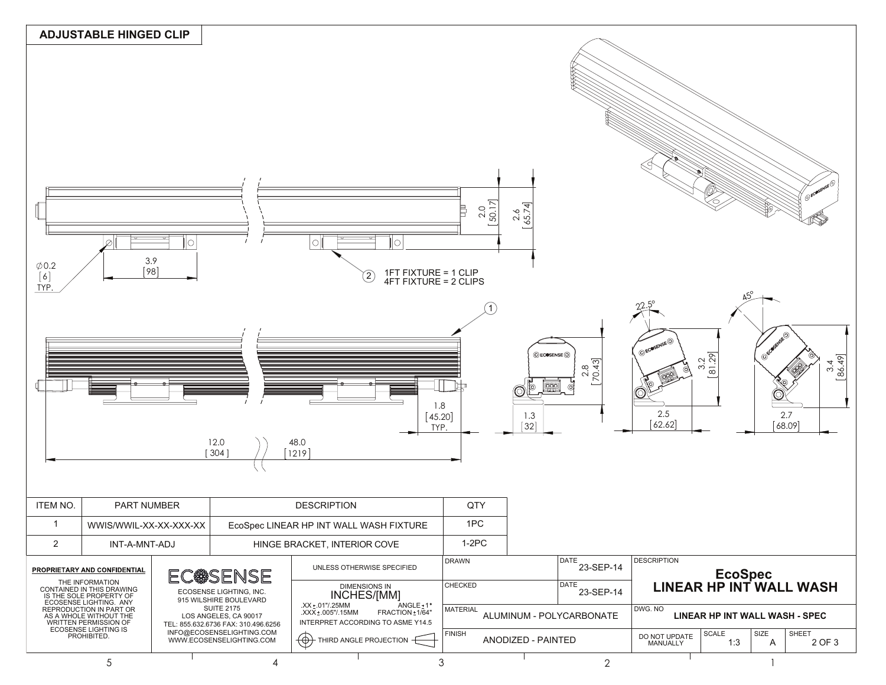## ADJUSTABLE HINGED CLIP

∅0.2
[6]
TYP.

3.9
[98]

2.0
[50.17]

2.6
[65.74]

(2) 1FT FIXTURE = 1 CLIP
4FT FIXTURE = 2 CLIPS

(1)

1.8
[45.20]
TYP.

12.0
[ 304 ]

48.0
[1219]

1.3
[32]

2.8
[70.43]

22.5°

3.2
[81.29]

2.5
[62.62]

45°

3.4
[86.49]

2.7
[68.09]

| ITEM NO. | PART NUMBER | DESCRIPTION | QTY |
|---|---|---|---|
| 1 | WWIS/WWIL-XX-XX-XXX-XX | EcoSpec LINEAR HP INT WALL WASH FIXTURE | 1PC |
| 2 | INT-A-MNT-ADJ | HINGE BRACKET, INTERIOR COVE | 1-2PC |

**PROPRIETARY AND CONFIDENTIAL**

THE INFORMATION CONTAINED IN THIS DRAWING IS THE SOLE PROPERTY OF ECOSENSE LIGHTING. ANY REPRODUCTION IN PART OR AS A WHOLE WITHOUT THE WRITTEN PERMISSION OF ECOSENSE LIGHTING IS PROHIBITED.

ECOSENSE

ECOSENSE LIGHTING, INC.
915 WILSHIRE BOULEVARD
SUITE 2175
LOS ANGELES, CA 90017
TEL: 855.632.6736 FAX: 310.496.6256
INFO@ECOSENSELIGHTING.COM
WWW.ECOSENSELIGHTING.COM

UNLESS OTHERWISE SPECIFIED

DIMENSIONS IN
INCHES/[MM]

.XX ±.01"/.25MM ANGLE ±1°
.XXX ±.005"/.15MM FRACTION ±1/64"
INTERPRET ACCORDING TO ASME Y14.5

THIRD ANGLE PROJECTION

| | | | |
|---|---|---|---|
| DRAWN | | DATE 23-SEP-14 | |
| CHECKED | | DATE 23-SEP-14 | |
| MATERIAL | ALUMINUM - POLYCARBONATE | | |
| FINISH | ANODIZED - PAINTED | | |

DESCRIPTION
**EcoSpec**
**LINEAR HP INT WALL WASH**

DWG. NO
**LINEAR HP INT WALL WASH - SPEC**

| DO NOT UPDATE MANUALLY | SCALE | SIZE | SHEET |
|---|---|---|---|
| | 1:3 | A | 2 OF 3 |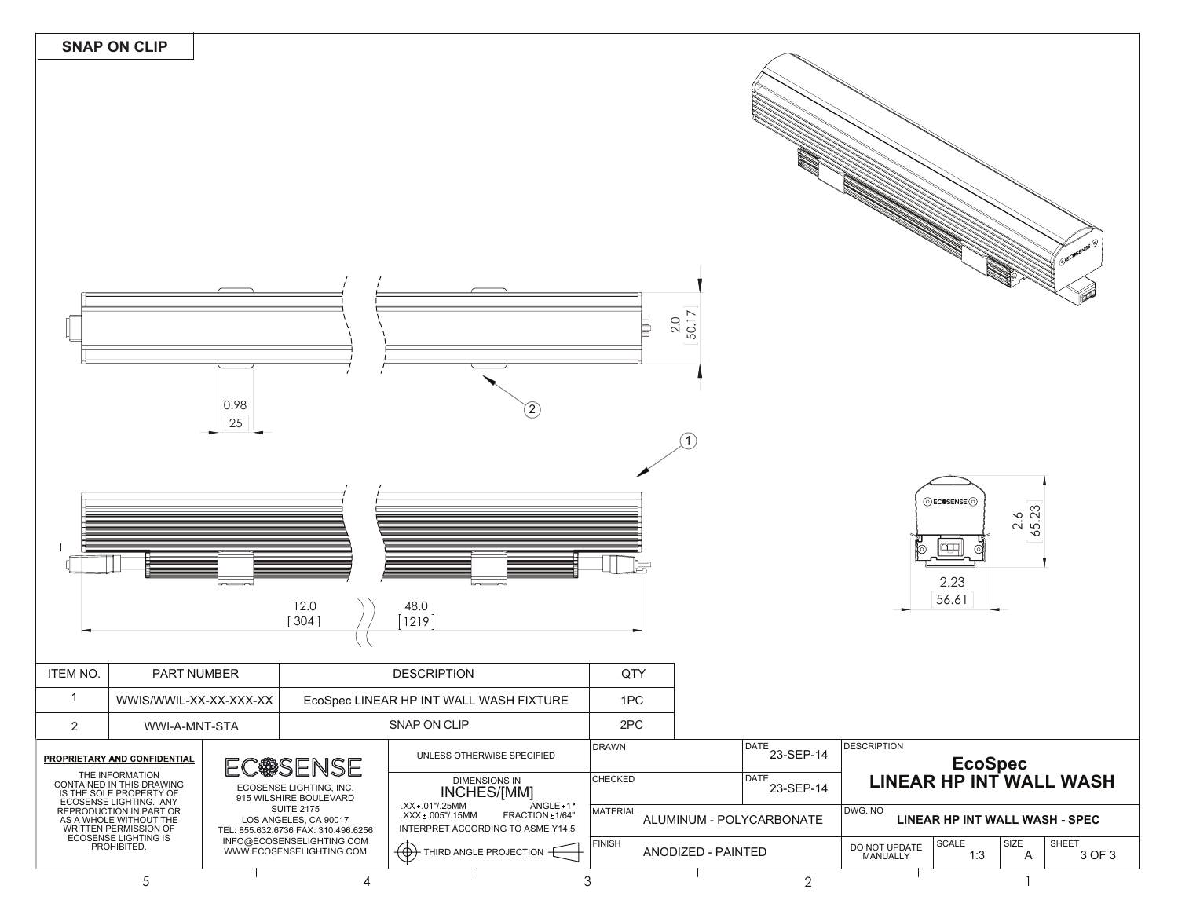## SNAP ON CLIP

2.0
50.17

0.98
25

2

1

12.0
[ 304 ]

48.0
[1219]

2.6
65.23

2.23
56.61

| ITEM NO. | PART NUMBER | DESCRIPTION | QTY |
|---|---|---|---|
| 1 | WWIS/WWIL-XX-XX-XXX-XX | EcoSpec LINEAR HP INT WALL WASH FIXTURE | 1PC |
| 2 | WWI-A-MNT-STA | SNAP ON CLIP | 2PC |

**PROPRIETARY AND CONFIDENTIAL**

THE INFORMATION CONTAINED IN THIS DRAWING IS THE SOLE PROPERTY OF ECOSENSE LIGHTING. ANY REPRODUCTION IN PART OR AS A WHOLE WITHOUT THE WRITTEN PERMISSION OF ECOSENSE LIGHTING IS PROHIBITED.

ECOSENSE

ECOSENSE LIGHTING, INC.
915 WILSHIRE BOULEVARD
SUITE 2175
LOS ANGELES, CA 90017
TEL: 855.632.6736 FAX: 310.496.6256
INFO@ECOSENSELIGHTING.COM
WWW.ECOSENSELIGHTING.COM

UNLESS OTHERWISE SPECIFIED

DIMENSIONS IN
INCHES/[MM]
.XX ±.01"/.25MM ANGLE ±1°
.XXX ±.005"/.15MM FRACTION ±1/64"
INTERPRET ACCORDING TO ASME Y14.5

THIRD ANGLE PROJECTION

| | | | |
|---|---|---|---|
| DRAWN | | DATE | 23-SEP-14 |
| CHECKED | | DATE | 23-SEP-14 |
| MATERIAL | ALUMINUM - POLYCARBONATE | | |
| FINISH | ANODIZED - PAINTED | | |

DESCRIPTION
**EcoSpec**
**LINEAR HP INT WALL WASH**

DWG. NO
**LINEAR HP INT WALL WASH - SPEC**

| DO NOT UPDATE MANUALLY | SCALE | SIZE | SHEET |
|---|---|---|---|
| | 1:3 | A | 3 OF 3 |